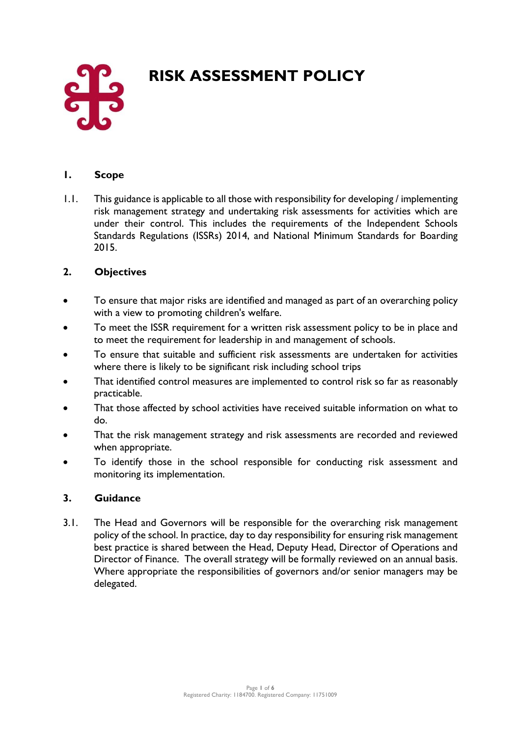# RISK ASSESSMENT POLICY

## 1. Scope

1.1. This guidance is applicable to all those with responsibility for developing / implementing risk management strategy and undertaking risk assessments for activities which are under their control. This includes the requirements of the Independent Schools Standards Regulations (ISSRs) 2014, and National Minimum Standards for Boarding 2015.

## 2. Objectives

- To ensure that major risks are identified and managed as part of an overarching policy with a view to promoting children's welfare.
- To meet the ISSR requirement for a written risk assessment policy to be in place and to meet the requirement for leadership in and management of schools.
- To ensure that suitable and sufficient risk assessments are undertaken for activities where there is likely to be significant risk including school trips
- That identified control measures are implemented to control risk so far as reasonably practicable.
- That those affected by school activities have received suitable information on what to do.
- That the risk management strategy and risk assessments are recorded and reviewed when appropriate.
- To identify those in the school responsible for conducting risk assessment and monitoring its implementation.

## 3. Guidance

3.1. The Head and Governors will be responsible for the overarching risk management policy of the school. In practice, day to day responsibility for ensuring risk management best practice is shared between the Head, Deputy Head, Director of Operations and Director of Finance. The overall strategy will be formally reviewed on an annual basis. Where appropriate the responsibilities of governors and/or senior managers may be delegated.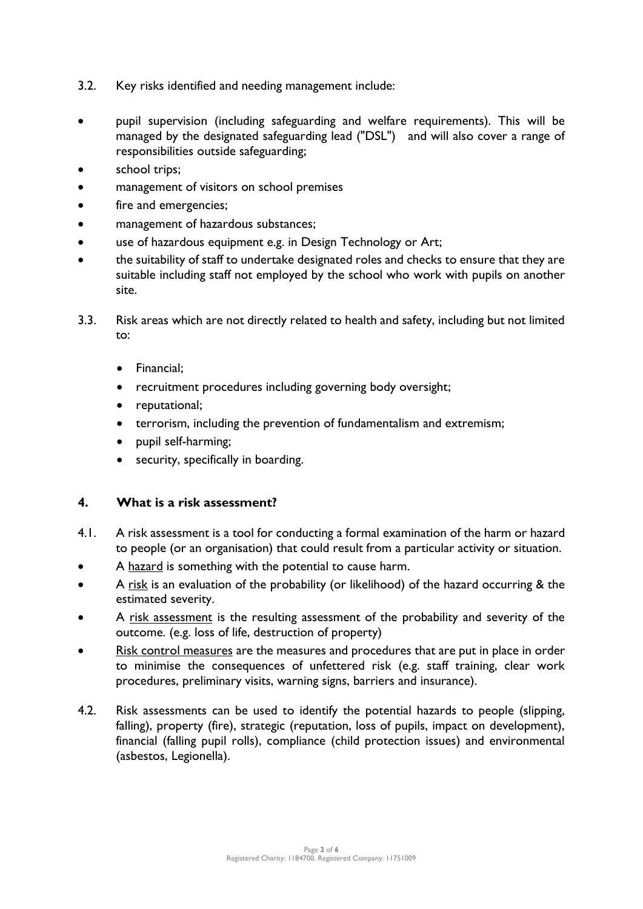3.2. Key risks identified and needing management include:

- pupil supervision (including safeguarding and welfare requirements). This will be managed by the designated safeguarding lead ("DSL") and will also cover a range of responsibilities outside safeguarding;
- school trips;
- management of visitors on school premises
- fire and emergencies;
- management of hazardous substances;
- use of hazardous equipment e.g. in Design Technology or Art;
- the suitability of staff to undertake designated roles and checks to ensure that they are suitable including staff not employed by the school who work with pupils on another site.

3.3. Risk areas which are not directly related to health and safety, including but not limited to:

- Financial;
- recruitment procedures including governing body oversight;
- reputational;
- terrorism, including the prevention of fundamentalism and extremism;
- pupil self-harming;
- security, specifically in boarding.

## 4. What is a risk assessment?

4.1. A risk assessment is a tool for conducting a formal examination of the harm or hazard to people (or an organisation) that could result from a particular activity or situation.

- A hazard is something with the potential to cause harm.
- A risk is an evaluation of the probability (or likelihood) of the hazard occurring & the estimated severity.
- A risk assessment is the resulting assessment of the probability and severity of the outcome. (e.g. loss of life, destruction of property)
- Risk control measures are the measures and procedures that are put in place in order to minimise the consequences of unfettered risk (e.g. staff training, clear work procedures, preliminary visits, warning signs, barriers and insurance).

4.2. Risk assessments can be used to identify the potential hazards to people (slipping, falling), property (fire), strategic (reputation, loss of pupils, impact on development), financial (falling pupil rolls), compliance (child protection issues) and environmental (asbestos, Legionella).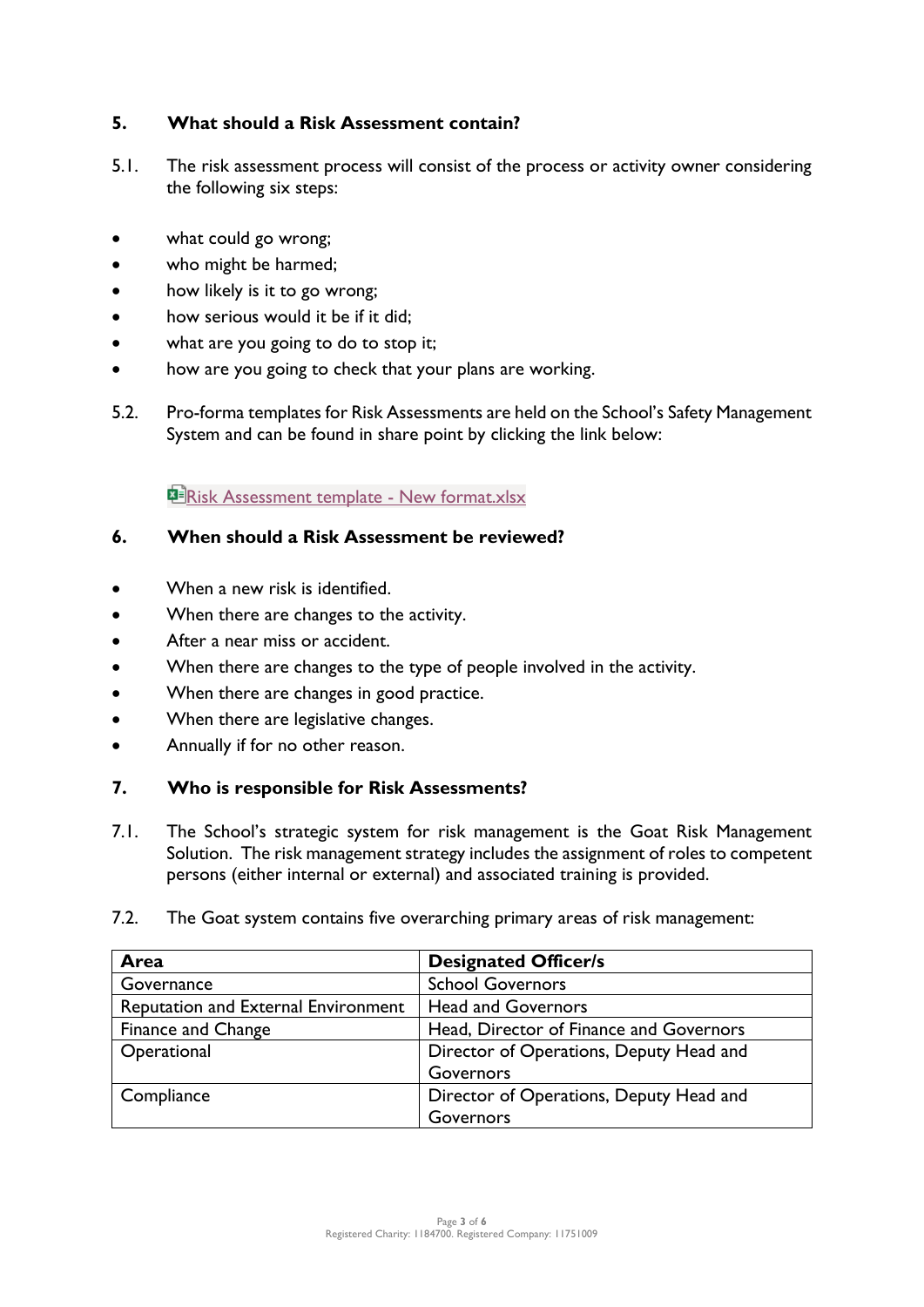## 5. What should a Risk Assessment contain?

5.1. The risk assessment process will consist of the process or activity owner considering the following six steps:

- what could go wrong;
- who might be harmed;
- how likely is it to go wrong;
- how serious would it be if it did;
- what are you going to do to stop it;
- how are you going to check that your plans are working.

5.2. Pro-forma templates for Risk Assessments are held on the School's Safety Management System and can be found in share point by clicking the link below:

Risk Assessment template - New format.xlsx

## 6. When should a Risk Assessment be reviewed?

- When a new risk is identified.
- When there are changes to the activity.
- After a near miss or accident.
- When there are changes to the type of people involved in the activity.
- When there are changes in good practice.
- When there are legislative changes.
- Annually if for no other reason.

## 7. Who is responsible for Risk Assessments?

7.1. The School's strategic system for risk management is the Goat Risk Management Solution. The risk management strategy includes the assignment of roles to competent persons (either internal or external) and associated training is provided.

7.2. The Goat system contains five overarching primary areas of risk management:

| Area | Designated Officer/s |
|---|---|
| Governance | School Governors |
| Reputation and External Environment | Head and Governors |
| Finance and Change | Head, Director of Finance and Governors |
| Operational | Director of Operations, Deputy Head and Governors |
| Compliance | Director of Operations, Deputy Head and Governors |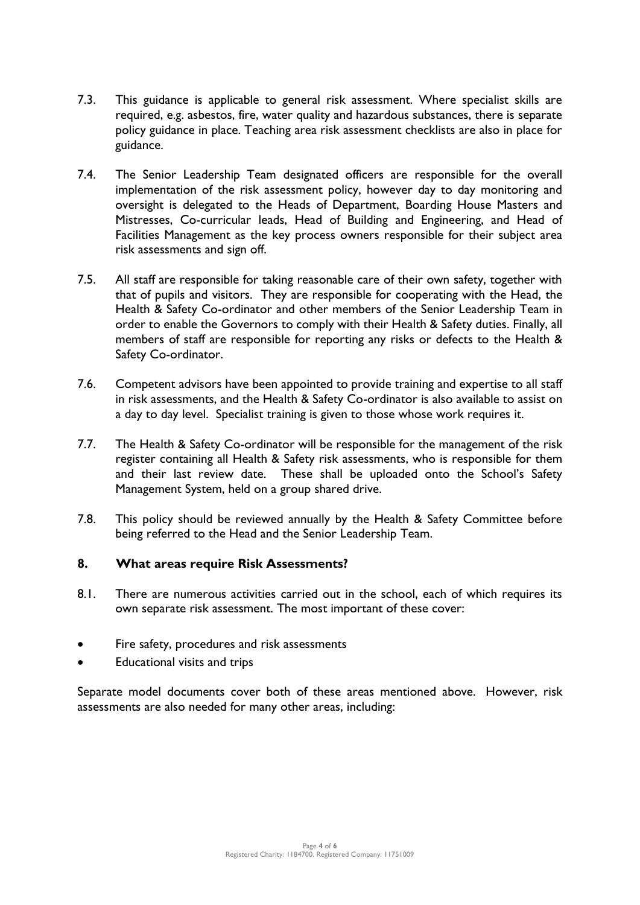7.3. This guidance is applicable to general risk assessment. Where specialist skills are required, e.g. asbestos, fire, water quality and hazardous substances, there is separate policy guidance in place. Teaching area risk assessment checklists are also in place for guidance.

7.4. The Senior Leadership Team designated officers are responsible for the overall implementation of the risk assessment policy, however day to day monitoring and oversight is delegated to the Heads of Department, Boarding House Masters and Mistresses, Co-curricular leads, Head of Building and Engineering, and Head of Facilities Management as the key process owners responsible for their subject area risk assessments and sign off.

7.5. All staff are responsible for taking reasonable care of their own safety, together with that of pupils and visitors. They are responsible for cooperating with the Head, the Health & Safety Co-ordinator and other members of the Senior Leadership Team in order to enable the Governors to comply with their Health & Safety duties. Finally, all members of staff are responsible for reporting any risks or defects to the Health & Safety Co-ordinator.

7.6. Competent advisors have been appointed to provide training and expertise to all staff in risk assessments, and the Health & Safety Co-ordinator is also available to assist on a day to day level. Specialist training is given to those whose work requires it.

7.7. The Health & Safety Co-ordinator will be responsible for the management of the risk register containing all Health & Safety risk assessments, who is responsible for them and their last review date. These shall be uploaded onto the School's Safety Management System, held on a group shared drive.

7.8. This policy should be reviewed annually by the Health & Safety Committee before being referred to the Head and the Senior Leadership Team.

## 8. What areas require Risk Assessments?

8.1. There are numerous activities carried out in the school, each of which requires its own separate risk assessment. The most important of these cover:

- Fire safety, procedures and risk assessments
- Educational visits and trips

Separate model documents cover both of these areas mentioned above. However, risk assessments are also needed for many other areas, including: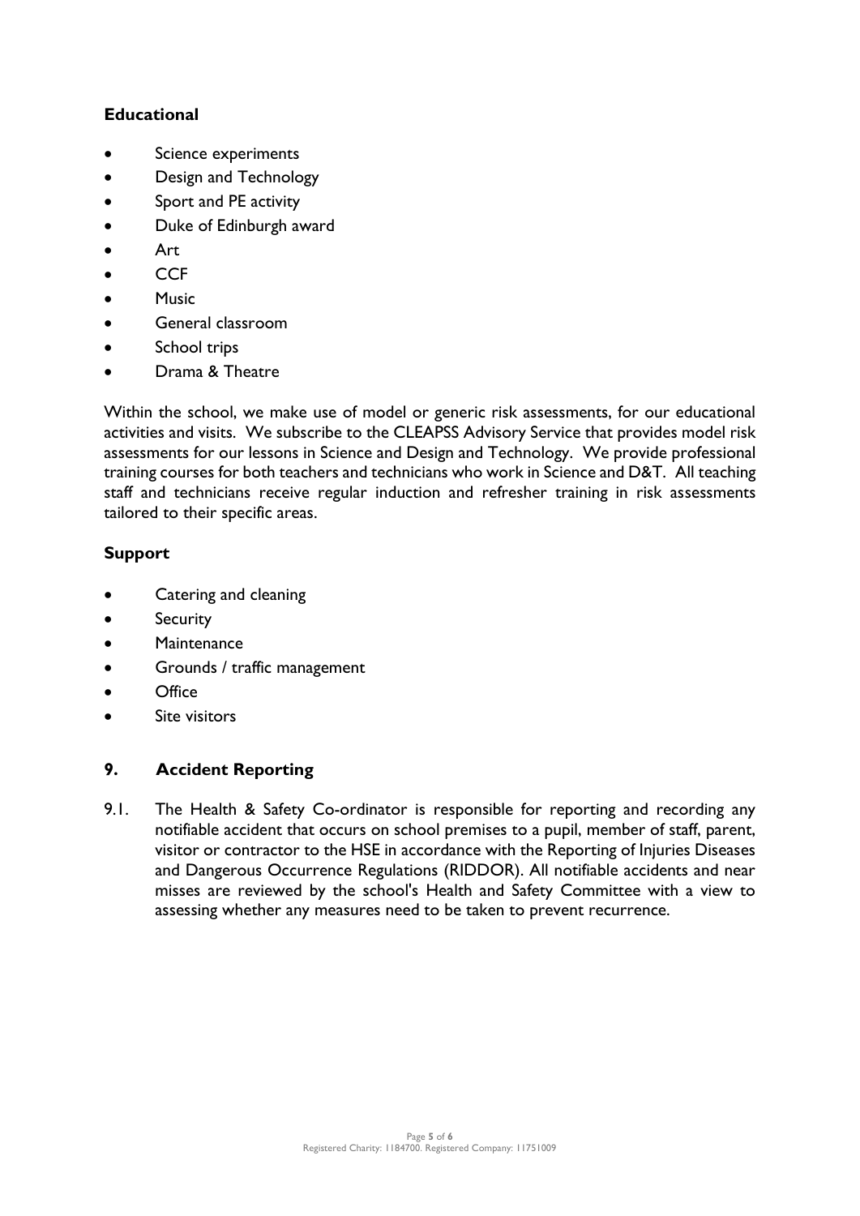**Educational**

- Science experiments
- Design and Technology
- Sport and PE activity
- Duke of Edinburgh award
- Art
- CCF
- Music
- General classroom
- School trips
- Drama & Theatre

Within the school, we make use of model or generic risk assessments, for our educational activities and visits. We subscribe to the CLEAPSS Advisory Service that provides model risk assessments for our lessons in Science and Design and Technology. We provide professional training courses for both teachers and technicians who work in Science and D&T. All teaching staff and technicians receive regular induction and refresher training in risk assessments tailored to their specific areas.

**Support**

- Catering and cleaning
- Security
- Maintenance
- Grounds / traffic management
- Office
- Site visitors

## 9. Accident Reporting

9.1. The Health & Safety Co-ordinator is responsible for reporting and recording any notifiable accident that occurs on school premises to a pupil, member of staff, parent, visitor or contractor to the HSE in accordance with the Reporting of Injuries Diseases and Dangerous Occurrence Regulations (RIDDOR). All notifiable accidents and near misses are reviewed by the school's Health and Safety Committee with a view to assessing whether any measures need to be taken to prevent recurrence.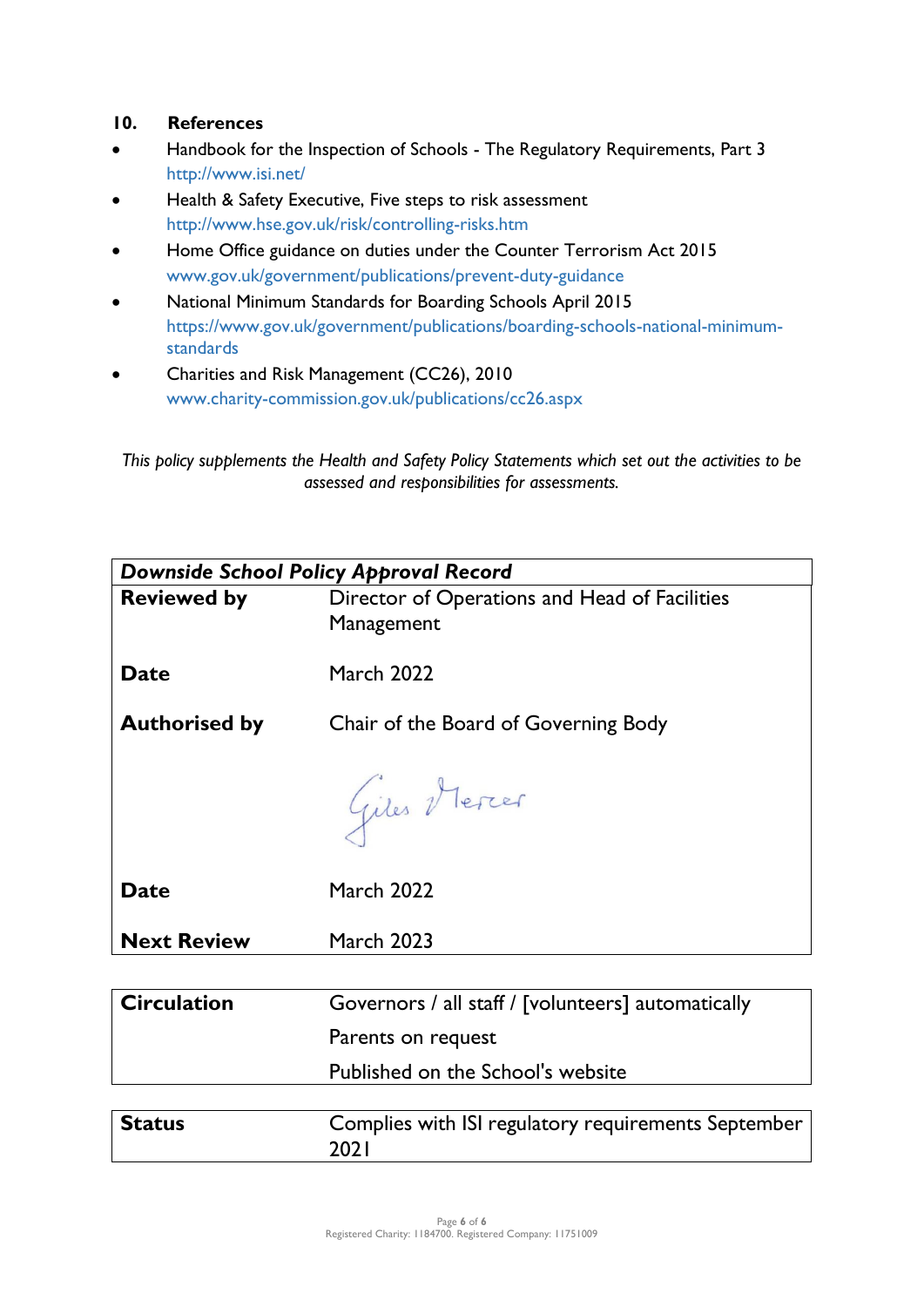## 10. References

- Handbook for the Inspection of Schools - The Regulatory Requirements, Part 3
  http://www.isi.net/
- Health & Safety Executive, Five steps to risk assessment
  http://www.hse.gov.uk/risk/controlling-risks.htm
- Home Office guidance on duties under the Counter Terrorism Act 2015
  www.gov.uk/government/publications/prevent-duty-guidance
- National Minimum Standards for Boarding Schools April 2015
  https://www.gov.uk/government/publications/boarding-schools-national-minimum-standards
- Charities and Risk Management (CC26), 2010
  www.charity-commission.gov.uk/publications/cc26.aspx

*This policy supplements the Health and Safety Policy Statements which set out the activities to be assessed and responsibilities for assessments.*

| ***Downside School Policy Approval Record*** | |
|---|---|
| **Reviewed by** | Director of Operations and Head of Facilities Management |
| **Date** | March 2022 |
| **Authorised by** | Chair of the Board of Governing Body<br>Giles Mercer |
| **Date** | March 2022 |
| **Next Review** | March 2023 |

| | |
|---|---|
| **Circulation** | Governors / all staff / [volunteers] automatically<br>Parents on request<br>Published on the School's website |

| | |
|---|---|
| **Status** | Complies with ISI regulatory requirements September 2021 |

Registered Charity: 1184700. Registered Company: 11751009